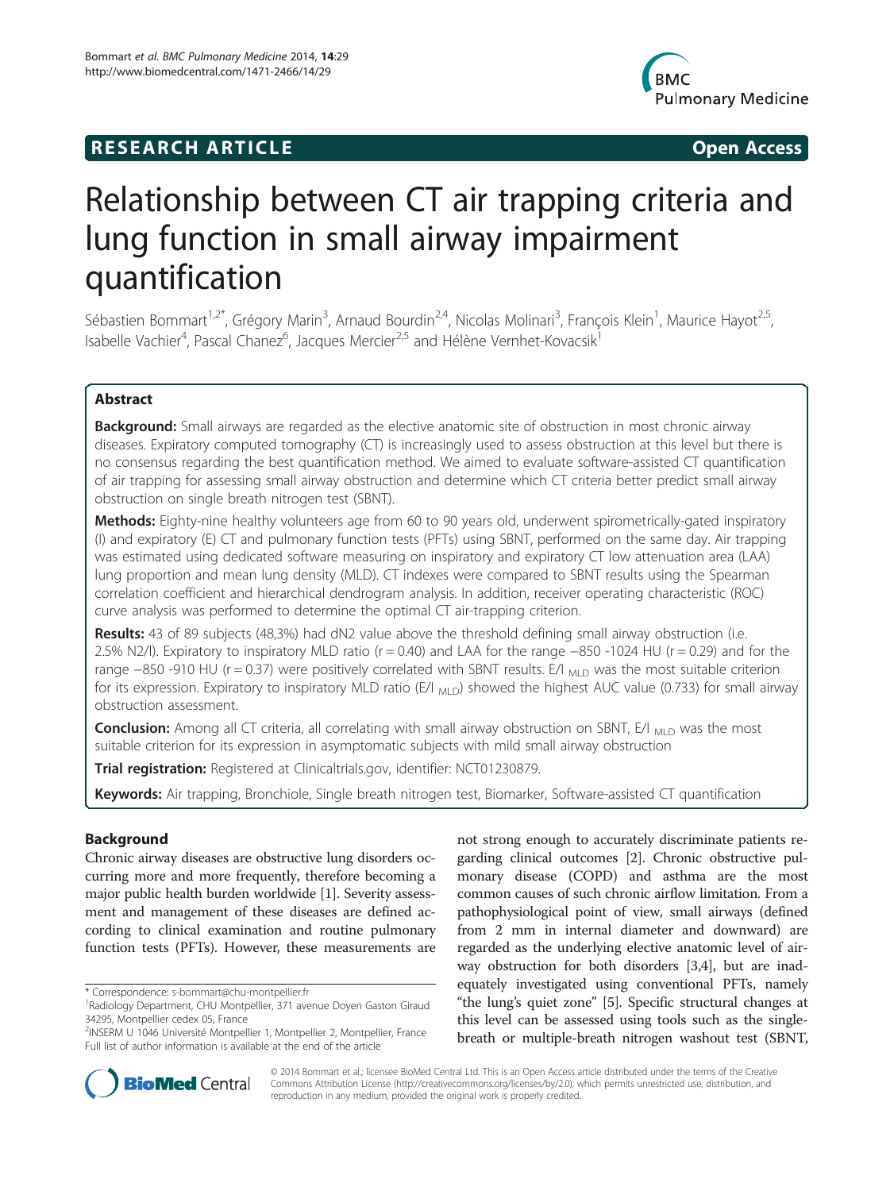**RESEARCH ARTICLE** **Open Access**

# Relationship between CT air trapping criteria and lung function in small airway impairment quantification

Sébastien Bommart[1,2*], Grégory Marin[3], Arnaud Bourdin[2,4], Nicolas Molinari[3], François Klein[1], Maurice Hayot[2,5], Isabelle Vachier[4], Pascal Chanez[6], Jacques Mercier[2,5] and Hélène Vernhet-Kovacsik[1]

## Abstract

**Background:** Small airways are regarded as the elective anatomic site of obstruction in most chronic airway diseases. Expiratory computed tomography (CT) is increasingly used to assess obstruction at this level but there is no consensus regarding the best quantification method. We aimed to evaluate software-assisted CT quantification of air trapping for assessing small airway obstruction and determine which CT criteria better predict small airway obstruction on single breath nitrogen test (SBNT).

**Methods:** Eighty-nine healthy volunteers age from 60 to 90 years old, underwent spirometrically-gated inspiratory (I) and expiratory (E) CT and pulmonary function tests (PFTs) using SBNT, performed on the same day. Air trapping was estimated using dedicated software measuring on inspiratory and expiratory CT low attenuation area (LAA) lung proportion and mean lung density (MLD). CT indexes were compared to SBNT results using the Spearman correlation coefficient and hierarchical dendrogram analysis. In addition, receiver operating characteristic (ROC) curve analysis was performed to determine the optimal CT air-trapping criterion.

**Results:** 43 of 89 subjects (48,3%) had dN2 value above the threshold defining small airway obstruction (i.e. 2.5% N2/l). Expiratory to inspiratory MLD ratio ($r = 0.40$) and LAA for the range −850 -1024 HU ($r = 0.29$) and for the range −850 -910 HU ($r = 0.37$) were positively correlated with SBNT results. $E/I_{MLD}$ was the most suitable criterion for its expression. Expiratory to inspiratory MLD ratio ($E/I_{MLD}$) showed the highest AUC value (0.733) for small airway obstruction assessment.

**Conclusion:** Among all CT criteria, all correlating with small airway obstruction on SBNT, $E/I_{MLD}$ was the most suitable criterion for its expression in asymptomatic subjects with mild small airway obstruction

**Trial registration:** Registered at Clinicaltrials.gov, identifier: NCT01230879.

**Keywords:** Air trapping, Bronchiole, Single breath nitrogen test, Biomarker, Software-assisted CT quantification

## Background

Chronic airway diseases are obstructive lung disorders occurring more and more frequently, therefore becoming a major public health burden worldwide [1]. Severity assessment and management of these diseases are defined according to clinical examination and routine pulmonary function tests (PFTs). However, these measurements are not strong enough to accurately discriminate patients regarding clinical outcomes [2]. Chronic obstructive pulmonary disease (COPD) and asthma are the most common causes of such chronic airflow limitation. From a pathophysiological point of view, small airways (defined from 2 mm in internal diameter and downward) are regarded as the underlying elective anatomic level of airway obstruction for both disorders [3,4], but are inadequately investigated using conventional PFTs, namely "the lung's quiet zone" [5]. Specific structural changes at this level can be assessed using tools such as the single-breath or multiple-breath nitrogen washout test (SBNT,

\* Correspondence: s-bommart@chu-montpellier.fr
[1]Radiology Department, CHU Montpellier, 371 avenue Doyen Gaston Giraud 34295, Montpellier cedex 05, France
[2]INSERM U 1046 Université Montpellier 1, Montpellier 2, Montpellier, France
Full list of author information is available at the end of the article

© 2014 Bommart et al.; licensee BioMed Central Ltd. This is an Open Access article distributed under the terms of the Creative Commons Attribution License (http://creativecommons.org/licenses/by/2.0), which permits unrestricted use, distribution, and reproduction in any medium, provided the original work is properly credited.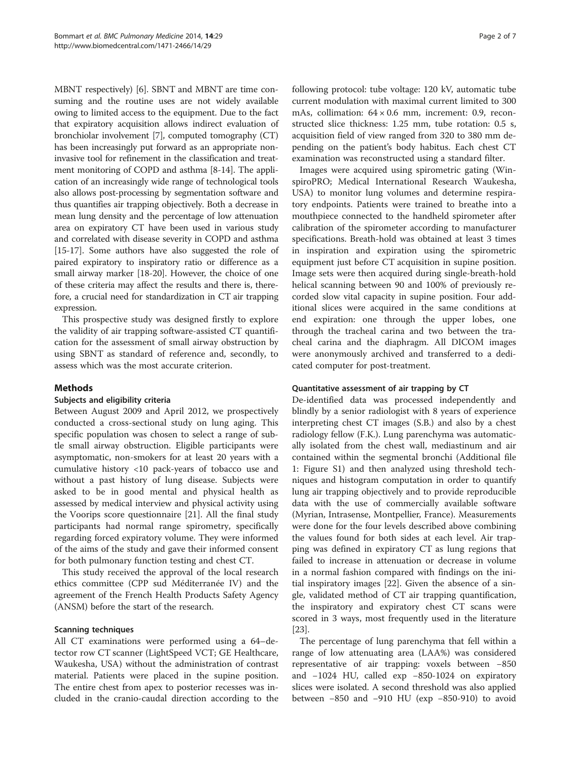MBNT respectively) [6]. SBNT and MBNT are time consuming and the routine uses are not widely available owing to limited access to the equipment. Due to the fact that expiratory acquisition allows indirect evaluation of bronchiolar involvement [7], computed tomography (CT) has been increasingly put forward as an appropriate non-invasive tool for refinement in the classification and treatment monitoring of COPD and asthma [8-14]. The application of an increasingly wide range of technological tools also allows post-processing by segmentation software and thus quantifies air trapping objectively. Both a decrease in mean lung density and the percentage of low attenuation area on expiratory CT have been used in various study and correlated with disease severity in COPD and asthma [15-17]. Some authors have also suggested the role of paired expiratory to inspiratory ratio or difference as a small airway marker [18-20]. However, the choice of one of these criteria may affect the results and there is, therefore, a crucial need for standardization in CT air trapping expression.

This prospective study was designed firstly to explore the validity of air trapping software-assisted CT quantification for the assessment of small airway obstruction by using SBNT as standard of reference and, secondly, to assess which was the most accurate criterion.

## Methods

### Subjects and eligibility criteria

Between August 2009 and April 2012, we prospectively conducted a cross-sectional study on lung aging. This specific population was chosen to select a range of subtle small airway obstruction. Eligible participants were asymptomatic, non-smokers for at least 20 years with a cumulative history <10 pack-years of tobacco use and without a past history of lung disease. Subjects were asked to be in good mental and physical health as assessed by medical interview and physical activity using the Voorips score questionnaire [21]. All the final study participants had normal range spirometry, specifically regarding forced expiratory volume. They were informed of the aims of the study and gave their informed consent for both pulmonary function testing and chest CT.

This study received the approval of the local research ethics committee (CPP sud Méditerranée IV) and the agreement of the French Health Products Safety Agency (ANSM) before the start of the research.

### Scanning techniques

All CT examinations were performed using a 64–detector row CT scanner (LightSpeed VCT; GE Healthcare, Waukesha, USA) without the administration of contrast material. Patients were placed in the supine position. The entire chest from apex to posterior recesses was included in the cranio-caudal direction according to the following protocol: tube voltage: 120 kV, automatic tube current modulation with maximal current limited to 300 mAs, collimation: $64 \times 0.6$ mm, increment: 0.9, reconstructed slice thickness: 1.25 mm, tube rotation: 0.5 s, acquisition field of view ranged from 320 to 380 mm depending on the patient's body habitus. Each chest CT examination was reconstructed using a standard filter.

Images were acquired using spirometric gating (WinspiroPRO; Medical International Research Waukesha, USA) to monitor lung volumes and determine respiratory endpoints. Patients were trained to breathe into a mouthpiece connected to the handheld spirometer after calibration of the spirometer according to manufacturer specifications. Breath-hold was obtained at least 3 times in inspiration and expiration using the spirometric equipment just before CT acquisition in supine position. Image sets were then acquired during single-breath-hold helical scanning between 90 and 100% of previously recorded slow vital capacity in supine position. Four additional slices were acquired in the same conditions at end expiration: one through the upper lobes, one through the tracheal carina and two between the tracheal carina and the diaphragm. All DICOM images were anonymously archived and transferred to a dedicated computer for post-treatment.

### Quantitative assessment of air trapping by CT

De-identified data was processed independently and blindly by a senior radiologist with 8 years of experience interpreting chest CT images (S.B.) and also by a chest radiology fellow (F.K.). Lung parenchyma was automatically isolated from the chest wall, mediastinum and air contained within the segmental bronchi (Additional file 1: Figure S1) and then analyzed using threshold techniques and histogram computation in order to quantify lung air trapping objectively and to provide reproducible data with the use of commercially available software (Myrian, Intrasense, Montpellier, France). Measurements were done for the four levels described above combining the values found for both sides at each level. Air trapping was defined in expiratory CT as lung regions that failed to increase in attenuation or decrease in volume in a normal fashion compared with findings on the initial inspiratory images [22]. Given the absence of a single, validated method of CT air trapping quantification, the inspiratory and expiratory chest CT scans were scored in 3 ways, most frequently used in the literature [23].

The percentage of lung parenchyma that fell within a range of low attenuating area (LAA%) was considered representative of air trapping: voxels between −850 and −1024 HU, called exp −850-1024 on expiratory slices were isolated. A second threshold was also applied between −850 and −910 HU (exp −850-910) to avoid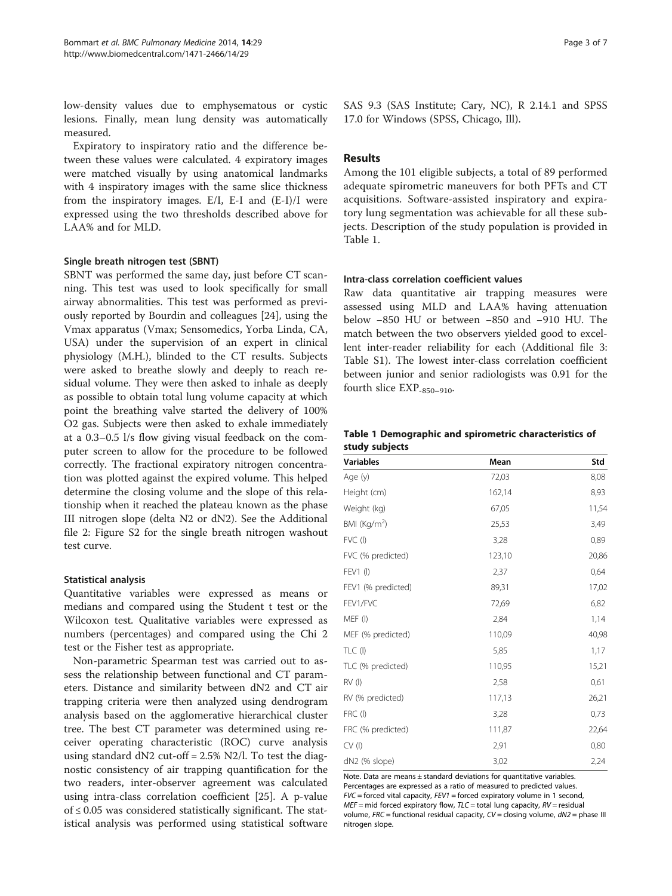low-density values due to emphysematous or cystic lesions. Finally, mean lung density was automatically measured.

Expiratory to inspiratory ratio and the difference between these values were calculated. 4 expiratory images were matched visually by using anatomical landmarks with 4 inspiratory images with the same slice thickness from the inspiratory images. E/I, E-I and (E-I)/I were expressed using the two thresholds described above for LAA% and for MLD.

#### Single breath nitrogen test (SBNT)

SBNT was performed the same day, just before CT scanning. This test was used to look specifically for small airway abnormalities. This test was performed as previously reported by Bourdin and colleagues [24], using the Vmax apparatus (Vmax; Sensomedics, Yorba Linda, CA, USA) under the supervision of an expert in clinical physiology (M.H.), blinded to the CT results. Subjects were asked to breathe slowly and deeply to reach residual volume. They were then asked to inhale as deeply as possible to obtain total lung volume capacity at which point the breathing valve started the delivery of 100% O2 gas. Subjects were then asked to exhale immediately at a 0.3–0.5 l/s flow giving visual feedback on the computer screen to allow for the procedure to be followed correctly. The fractional expiratory nitrogen concentration was plotted against the expired volume. This helped determine the closing volume and the slope of this relationship when it reached the plateau known as the phase III nitrogen slope (delta N2 or dN2). See the Additional file 2: Figure S2 for the single breath nitrogen washout test curve.

#### Statistical analysis

Quantitative variables were expressed as means or medians and compared using the Student t test or the Wilcoxon test. Qualitative variables were expressed as numbers (percentages) and compared using the Chi 2 test or the Fisher test as appropriate.

Non-parametric Spearman test was carried out to assess the relationship between functional and CT parameters. Distance and similarity between dN2 and CT air trapping criteria were then analyzed using dendrogram analysis based on the agglomerative hierarchical cluster tree. The best CT parameter was determined using receiver operating characteristic (ROC) curve analysis using standard dN2 cut-off = 2.5% N2/l. To test the diagnostic consistency of air trapping quantification for the two readers, inter-observer agreement was calculated using intra-class correlation coefficient [25]. A p-value of ≤ 0.05 was considered statistically significant. The statistical analysis was performed using statistical software SAS 9.3 (SAS Institute; Cary, NC), R 2.14.1 and SPSS 17.0 for Windows (SPSS, Chicago, Ill).

## Results

Among the 101 eligible subjects, a total of 89 performed adequate spirometric maneuvers for both PFTs and CT acquisitions. Software-assisted inspiratory and expiratory lung segmentation was achievable for all these subjects. Description of the study population is provided in Table 1.

#### Intra-class correlation coefficient values

Raw data quantitative air trapping measures were assessed using MLD and LAA% having attenuation below −850 HU or between −850 and −910 HU. The match between the two observers yielded good to excellent inter-reader reliability for each (Additional file 3: Table S1). The lowest inter-class correlation coefficient between junior and senior radiologists was 0.91 for the fourth slice $EXP_{-850-910}$.

**Table 1 Demographic and spirometric characteristics of study subjects**

| Variables | Mean | Std |
|---|---|---|
| Age (y) | 72,03 | 8,08 |
| Height (cm) | 162,14 | 8,93 |
| Weight (kg) | 67,05 | 11,54 |
| BMI (Kg/m$^2$) | 25,53 | 3,49 |
| FVC (l) | 3,28 | 0,89 |
| FVC (% predicted) | 123,10 | 20,86 |
| FEV1 (l) | 2,37 | 0,64 |
| FEV1 (% predicted) | 89,31 | 17,02 |
| FEV1/FVC | 72,69 | 6,82 |
| MEF (l) | 2,84 | 1,14 |
| MEF (% predicted) | 110,09 | 40,98 |
| TLC (l) | 5,85 | 1,17 |
| TLC (% predicted) | 110,95 | 15,21 |
| RV (l) | 2,58 | 0,61 |
| RV (% predicted) | 117,13 | 26,21 |
| FRC (l) | 3,28 | 0,73 |
| FRC (% predicted) | 111,87 | 22,64 |
| CV (l) | 2,91 | 0,80 |
| dN2 (% slope) | 3,02 | 2,24 |

Note. Data are means ± standard deviations for quantitative variables. Percentages are expressed as a ratio of measured to predicted values. *FVC* = forced vital capacity, *FEV1* = forced expiratory volume in 1 second, *MEF* = mid forced expiratory flow, *TLC* = total lung capacity, *RV* = residual volume, *FRC* = functional residual capacity, *CV* = closing volume, *dN2* = phase III nitrogen slope.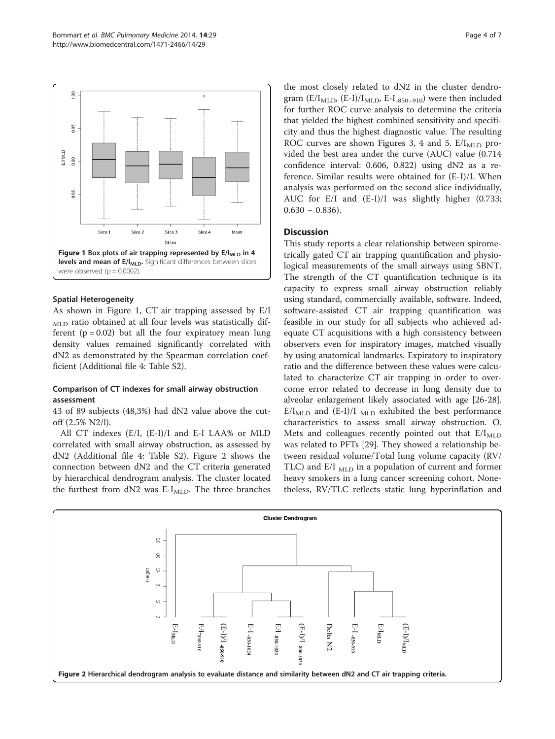Figure 1 Box plots of air trapping represented by $E/I_{MLD}$ in 4 levels and mean of $E/I_{MLD}$. Significant differences between slices were observed ($p = 0.0002$).

### Spatial Heterogeneity

As shown in Figure 1, CT air trapping assessed by $E/I_{MLD}$ ratio obtained at all four levels was statistically different ($p = 0.02$) but all the four expiratory mean lung density values remained significantly correlated with dN2 as demonstrated by the Spearman correlation coefficient (Additional file 4: Table S2).

### Comparison of CT indexes for small airway obstruction assessment

43 of 89 subjects (48,3%) had dN2 value above the cut-off (2.5% N2/l).

All CT indexes (E/I, (E-I)/I and E-I LAA% or MLD correlated with small airway obstruction, as assessed by dN2 (Additional file 4: Table S2). Figure 2 shows the connection between dN2 and the CT criteria generated by hierarchical dendrogram analysis. The cluster located the furthest from dN2 was $E\text{-}I_{MLD}$. The three branches the most closely related to dN2 in the cluster dendrogram ($E/I_{MLD}$, $(E\text{-}I)/I_{MLD}$, $E\text{-}I_{-850-910}$) were then included for further ROC curve analysis to determine the criteria that yielded the highest combined sensitivity and specificity and thus the highest diagnostic value. The resulting ROC curves are shown Figures 3, 4 and 5. $E/I_{MLD}$ provided the best area under the curve (AUC) value (0.714 confidence interval: 0.606, 0.822) using dN2 as a reference. Similar results were obtained for (E-I)/I. When analysis was performed on the second slice individually, AUC for E/I and (E-I)/I was slightly higher (0.733; 0.630 – 0.836).

## Discussion

This study reports a clear relationship between spirometrically gated CT air trapping quantification and physiological measurements of the small airways using SBNT. The strength of the CT quantification technique is its capacity to express small airway obstruction reliably using standard, commercially available, software. Indeed, software-assisted CT air trapping quantification was feasible in our study for all subjects who achieved adequate CT acquisitions with a high consistency between observers even for inspiratory images, matched visually by using anatomical landmarks. Expiratory to inspiratory ratio and the difference between these values were calculated to characterize CT air trapping in order to overcome error related to decrease in lung density due to alveolar enlargement likely associated with age [26-28]. $E/I_{MLD}$ and $(E\text{-}I)/I_{MLD}$ exhibited the best performance characteristics to assess small airway obstruction. O. Mets and colleagues recently pointed out that $E/I_{MLD}$ was related to PFTs [29]. They showed a relationship between residual volume/Total lung volume capacity (RV/TLC) and $E/I_{MLD}$ in a population of current and former heavy smokers in a lung cancer screening cohort. Nonetheless, RV/TLC reflects static lung hyperinflation and

Figure 2 Hierarchical dendrogram analysis to evaluate distance and similarity between dN2 and CT air trapping criteria.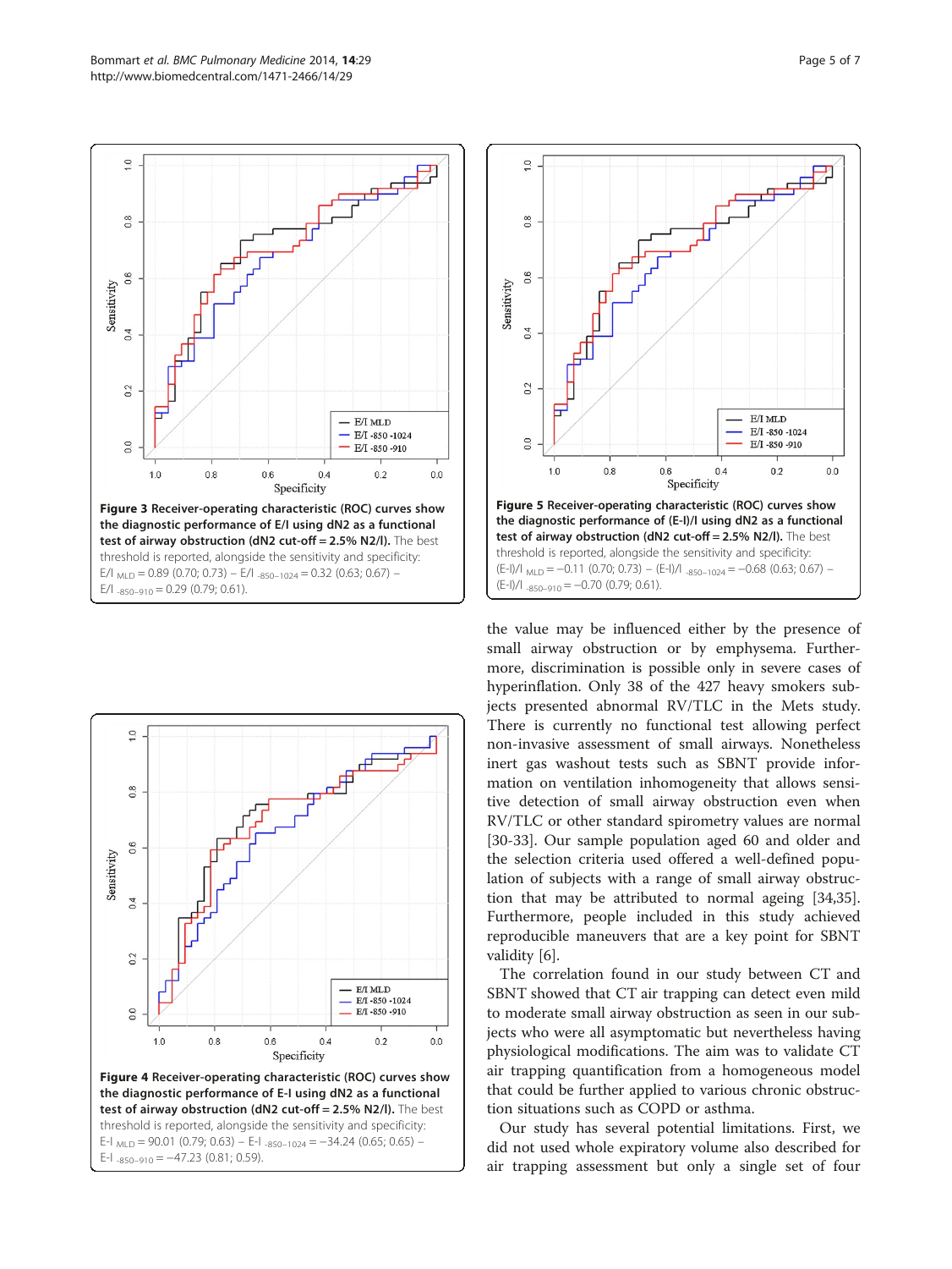**Figure 3 Receiver-operating characteristic (ROC) curves show the diagnostic performance of E/I using dN2 as a functional test of airway obstruction (dN2 cut-off = 2.5% N2/l).** The best threshold is reported, alongside the sensitivity and specificity: E/I $_{MLD}$ = 0.89 (0.70; 0.73) – E/I $_{-850-1024}$ = 0.32 (0.63; 0.67) – E/I $_{-850-910}$ = 0.29 (0.79; 0.61).

**Figure 4 Receiver-operating characteristic (ROC) curves show the diagnostic performance of E-I using dN2 as a functional test of airway obstruction (dN2 cut-off = 2.5% N2/l).** The best threshold is reported, alongside the sensitivity and specificity: E-I $_{MLD}$ = 90.01 (0.79; 0.63) – E-I $_{-850-1024}$ = −34.24 (0.65; 0.65) – E-I $_{-850-910}$ = −47.23 (0.81; 0.59).

**Figure 5 Receiver-operating characteristic (ROC) curves show the diagnostic performance of (E-I)/I using dN2 as a functional test of airway obstruction (dN2 cut-off = 2.5% N2/l).** The best threshold is reported, alongside the sensitivity and specificity: (E-I)/I $_{MLD}$ = −0.11 (0.70; 0.73) – (E-I)/I $_{-850-1024}$ = −0.68 (0.63; 0.67) – (E-I)/I $_{-850-910}$ = −0.70 (0.79; 0.61).

the value may be influenced either by the presence of small airway obstruction or by emphysema. Furthermore, discrimination is possible only in severe cases of hyperinflation. Only 38 of the 427 heavy smokers subjects presented abnormal RV/TLC in the Mets study. There is currently no functional test allowing perfect non-invasive assessment of small airways. Nonetheless inert gas washout tests such as SBNT provide information on ventilation inhomogeneity that allows sensitive detection of small airway obstruction even when RV/TLC or other standard spirometry values are normal [30-33]. Our sample population aged 60 and older and the selection criteria used offered a well-defined population of subjects with a range of small airway obstruction that may be attributed to normal ageing [34,35]. Furthermore, people included in this study achieved reproducible maneuvers that are a key point for SBNT validity [6].

The correlation found in our study between CT and SBNT showed that CT air trapping can detect even mild to moderate small airway obstruction as seen in our subjects who were all asymptomatic but nevertheless having physiological modifications. The aim was to validate CT air trapping quantification from a homogeneous model that could be further applied to various chronic obstruction situations such as COPD or asthma.

Our study has several potential limitations. First, we did not used whole expiratory volume also described for air trapping assessment but only a single set of four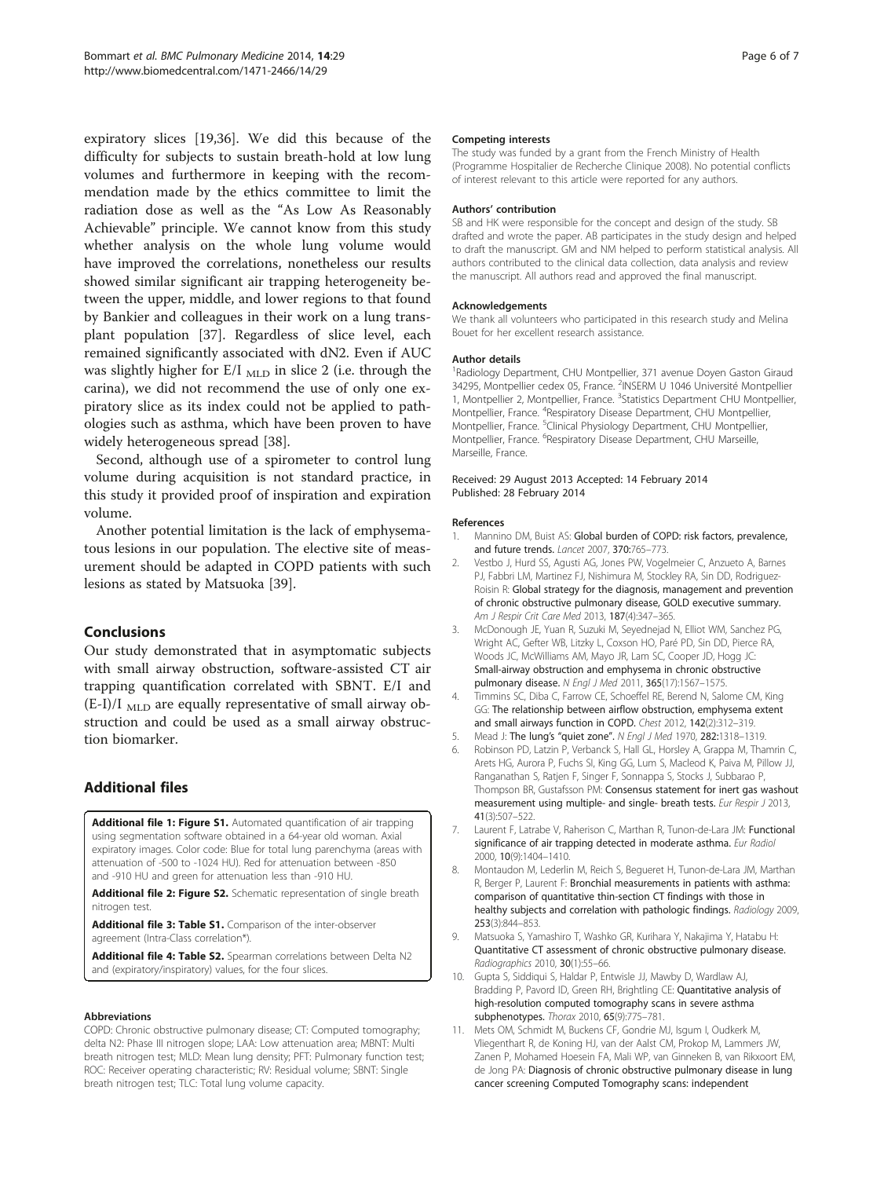expiratory slices [19,36]. We did this because of the difficulty for subjects to sustain breath-hold at low lung volumes and furthermore in keeping with the recommendation made by the ethics committee to limit the radiation dose as well as the "As Low As Reasonably Achievable" principle. We cannot know from this study whether analysis on the whole lung volume would have improved the correlations, nonetheless our results showed similar significant air trapping heterogeneity between the upper, middle, and lower regions to that found by Bankier and colleagues in their work on a lung transplant population [37]. Regardless of slice level, each remained significantly associated with dN2. Even if AUC was slightly higher for E/I $_{MLD}$ in slice 2 (i.e. through the carina), we did not recommend the use of only one expiratory slice as its index could not be applied to pathologies such as asthma, which have been proven to have widely heterogeneous spread [38].

Second, although use of a spirometer to control lung volume during acquisition is not standard practice, in this study it provided proof of inspiration and expiration volume.

Another potential limitation is the lack of emphysematous lesions in our population. The elective site of measurement should be adapted in COPD patients with such lesions as stated by Matsuoka [39].

## Conclusions

Our study demonstrated that in asymptomatic subjects with small airway obstruction, software-assisted CT air trapping quantification correlated with SBNT. E/I and (E-I)/I $_{MLD}$ are equally representative of small airway obstruction and could be used as a small airway obstruction biomarker.

## Additional files

**Additional file 1: Figure S1.** Automated quantification of air trapping using segmentation software obtained in a 64-year old woman. Axial expiratory images. Color code: Blue for total lung parenchyma (areas with attenuation of -500 to -1024 HU). Red for attenuation between -850 and -910 HU and green for attenuation less than -910 HU.

**Additional file 2: Figure S2.** Schematic representation of single breath nitrogen test.

**Additional file 3: Table S1.** Comparison of the inter-observer agreement (Intra-Class correlation*).

**Additional file 4: Table S2.** Spearman correlations between Delta N2 and (expiratory/inspiratory) values, for the four slices.

#### Abbreviations

COPD: Chronic obstructive pulmonary disease; CT: Computed tomography; delta N2: Phase III nitrogen slope; LAA: Low attenuation area; MBNT: Multi breath nitrogen test; MLD: Mean lung density; PFT: Pulmonary function test; ROC: Receiver operating characteristic; RV: Residual volume; SBNT: Single breath nitrogen test; TLC: Total lung volume capacity.

#### Competing interests

The study was funded by a grant from the French Ministry of Health (Programme Hospitalier de Recherche Clinique 2008). No potential conflicts of interest relevant to this article were reported for any authors.

#### Authors' contribution

SB and HK were responsible for the concept and design of the study. SB drafted and wrote the paper. AB participates in the study design and helped to draft the manuscript. GM and NM helped to perform statistical analysis. All authors contributed to the clinical data collection, data analysis and review the manuscript. All authors read and approved the final manuscript.

#### Acknowledgements

We thank all volunteers who participated in this research study and Melina Bouet for her excellent research assistance.

#### Author details

[1]Radiology Department, CHU Montpellier, 371 avenue Doyen Gaston Giraud 34295, Montpellier cedex 05, France. [2]INSERM U 1046 Université Montpellier 1, Montpellier 2, Montpellier, France. [3]Statistics Department CHU Montpellier, Montpellier, France. [4]Respiratory Disease Department, CHU Montpellier, Montpellier, France. [5]Clinical Physiology Department, CHU Montpellier, Montpellier, France. [6]Respiratory Disease Department, CHU Marseille, Marseille, France.

Received: 29 August 2013 Accepted: 14 February 2014
Published: 28 February 2014

#### References

1. Mannino DM, Buist AS: **Global burden of COPD: risk factors, prevalence, and future trends.** *Lancet* 2007, **370**:765–773.
2. Vestbo J, Hurd SS, Agusti AG, Jones PW, Vogelmeier C, Anzueto A, Barnes PJ, Fabbri LM, Martinez FJ, Nishimura M, Stockley RA, Sin DD, Rodriguez-Roisin R: **Global strategy for the diagnosis, management and prevention of chronic obstructive pulmonary disease, GOLD executive summary.** *Am J Respir Crit Care Med* 2013, **187**(4):347–365.
3. McDonough JE, Yuan R, Suzuki M, Seyednejad N, Elliot WM, Sanchez PG, Wright AC, Gefter WB, Litzky L, Coxson HO, Paré PD, Sin DD, Pierce RA, Woods JC, McWilliams AM, Mayo JR, Lam SC, Cooper JD, Hogg JC: **Small-airway obstruction and emphysema in chronic obstructive pulmonary disease.** *N Engl J Med* 2011, **365**(17):1567–1575.
4. Timmins SC, Diba C, Farrow CE, Schoeffel RE, Berend N, Salome CM, King GG: **The relationship between airflow obstruction, emphysema extent and small airways function in COPD.** *Chest* 2012, **142**(2):312–319.
5. Mead J: **The lung's "quiet zone".** *N Engl J Med* 1970, **282**:1318–1319.
6. Robinson PD, Latzin P, Verbanck S, Hall GL, Horsley A, Grappa M, Thamrin C, Arets HG, Aurora P, Fuchs SI, King GG, Lum S, Macleod K, Paiva M, Pillow JJ, Ranganathan S, Ratjen F, Singer F, Sonnappa S, Stocks J, Subbarao P, Thompson BR, Gustafsson PM: **Consensus statement for inert gas washout measurement using multiple- and single- breath tests.** *Eur Respir J* 2013, **41**(3):507–522.
7. Laurent F, Latrabe V, Raherison C, Marthan R, Tunon-de-Lara JM: **Functional significance of air trapping detected in moderate asthma.** *Eur Radiol* 2000, **10**(9):1404–1410.
8. Montaudon M, Lederlin M, Reich S, Begueret H, Tunon-de-Lara JM, Marthan R, Berger P, Laurent F: **Bronchial measurements in patients with asthma: comparison of quantitative thin-section CT findings with those in healthy subjects and correlation with pathologic findings.** *Radiology* 2009, **253**(3):844–853.
9. Matsuoka S, Yamashiro T, Washko GR, Kurihara Y, Nakajima Y, Hatabu H: **Quantitative CT assessment of chronic obstructive pulmonary disease.** *Radiographics* 2010, **30**(1):55–66.
10. Gupta S, Siddiqui S, Haldar P, Entwisle JJ, Mawby D, Wardlaw AJ, Bradding P, Pavord ID, Green RH, Brightling CE: **Quantitative analysis of high-resolution computed tomography scans in severe asthma subphenotypes.** *Thorax* 2010, **65**(9):775–781.
11. Mets OM, Schmidt M, Buckens CF, Gondrie MJ, Isgum I, Oudkerk M, Vliegenthart R, de Koning HJ, van der Aalst CM, Prokop M, Lammers JW, Zanen P, Mohamed Hoesein FA, Mali WP, van Ginneken B, van Rikxoort EM, de Jong PA: **Diagnosis of chronic obstructive pulmonary disease in lung cancer screening Computed Tomography scans: independent**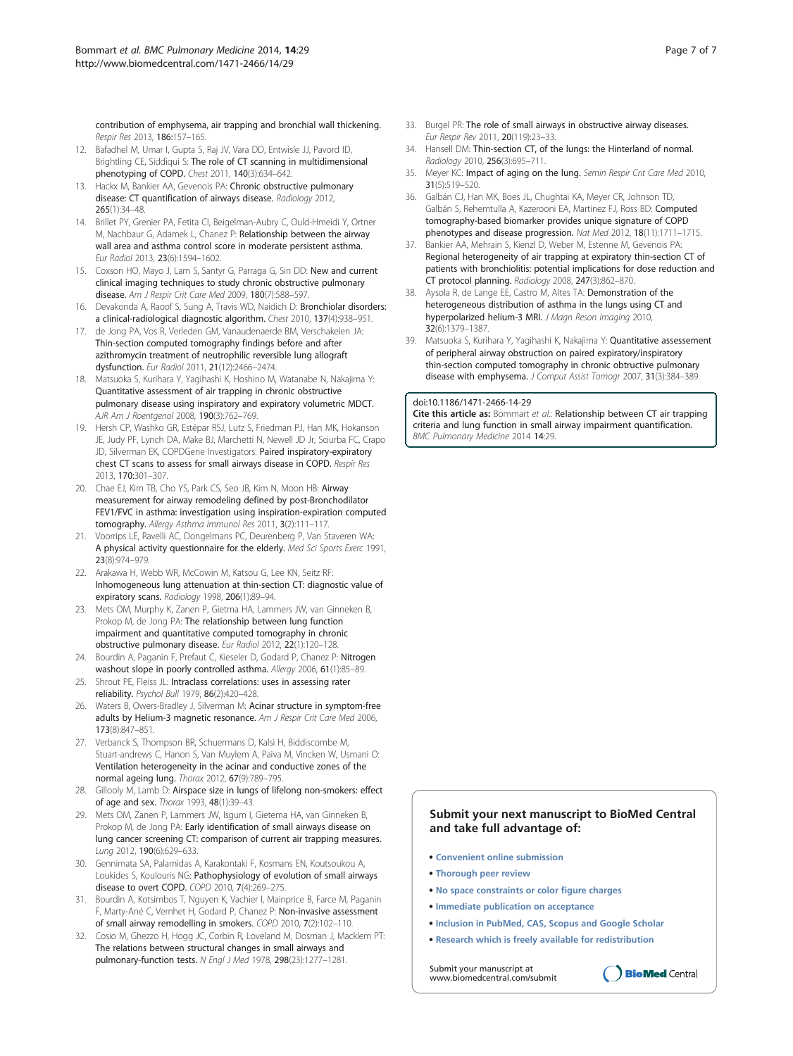contribution of emphysema, air trapping and bronchial wall thickening. *Respir Res* 2013, **186:**157–165.

12. Bafadhel M, Umar I, Gupta S, Raj JV, Vara DD, Entwisle JJ, Pavord ID, Brightling CE, Siddiqui S: **The role of CT scanning in multidimensional phenotyping of COPD.** *Chest* 2011, **140**(3):634–642.
13. Hackx M, Bankier AA, Gevenois PA: **Chronic obstructive pulmonary disease: CT quantification of airways disease.** *Radiology* 2012, **265**(1):34–48.
14. Brillet PY, Grenier PA, Fetita CI, Beigelman-Aubry C, Ould-Hmeidi Y, Ortner M, Nachbaur G, Adamek L, Chanez P: **Relationship between the airway wall area and asthma control score in moderate persistent asthma.** *Eur Radiol* 2013, **23**(6):1594–1602.
15. Coxson HO, Mayo J, Lam S, Santyr G, Parraga G, Sin DD: **New and current clinical imaging techniques to study chronic obstructive pulmonary disease.** *Am J Respir Crit Care Med* 2009, **180**(7):588–597.
16. Devakonda A, Raoof S, Sung A, Travis WD, Naidich D: **Bronchiolar disorders: a clinical-radiological diagnostic algorithm.** *Chest* 2010, **137**(4):938–951.
17. de Jong PA, Vos R, Verleden GM, Vanaudenaerde BM, Verschakelen JA: **Thin-section computed tomography findings before and after azithromycin treatment of neutrophilic reversible lung allograft dysfunction.** *Eur Radiol* 2011, **21**(12):2466–2474.
18. Matsuoka S, Kurihara Y, Yagihashi K, Hoshino M, Watanabe N, Nakajima Y: **Quantitative assessment of air trapping in chronic obstructive pulmonary disease using inspiratory and expiratory volumetric MDCT.** *AJR Am J Roentgenol* 2008, **190**(3):762–769.
19. Hersh CP, Washko GR, Estépar RSJ, Lutz S, Friedman PJ, Han MK, Hokanson JE, Judy PF, Lynch DA, Make BJ, Marchetti N, Newell JD Jr, Sciurba FC, Crapo JD, Silverman EK, COPDGene Investigators: **Paired inspiratory-expiratory chest CT scans to assess for small airways disease in COPD.** *Respir Res* 2013, **170:**301–307.
20. Chae EJ, Kim TB, Cho YS, Park CS, Seo JB, Kim N, Moon HB: **Airway measurement for airway remodeling defined by post-Bronchodilator FEV1/FVC in asthma: investigation using inspiration-expiration computed tomography.** *Allergy Asthma Immunol Res* 2011, **3**(2):111–117.
21. Voorrips LE, Ravelli AC, Dongelmans PC, Deurenberg P, Van Staveren WA: **A physical activity questionnaire for the elderly.** *Med Sci Sports Exerc* 1991, **23**(8):974–979.
22. Arakawa H, Webb WR, McCowin M, Katsou G, Lee KN, Seitz RF: **Inhomogeneous lung attenuation at thin-section CT: diagnostic value of expiratory scans.** *Radiology* 1998, **206**(1):89–94.
23. Mets OM, Murphy K, Zanen P, Gietma HA, Lammers JW, van Ginneken B, Prokop M, de Jong PA: **The relationship between lung function impairment and quantitative computed tomography in chronic obstructive pulmonary disease.** *Eur Radiol* 2012, **22**(1):120–128.
24. Bourdin A, Paganin F, Prefaut C, Kieseler D, Godard P, Chanez P: **Nitrogen washout slope in poorly controlled asthma.** *Allergy* 2006, **61**(1):85–89.
25. Shrout PE, Fleiss JL: **Intraclass correlations: uses in assessing rater reliability.** *Psychol Bull* 1979, **86**(2):420–428.
26. Waters B, Owers-Bradley J, Silverman M: **Acinar structure in symptom-free adults by Helium-3 magnetic resonance.** *Am J Respir Crit Care Med* 2006, **173**(8):847–851.
27. Verbanck S, Thompson BR, Schuermans D, Kalsi H, Biddiscombe M, Stuart-andrews C, Hanon S, Van Muylem A, Paiva M, Vincken W, Usmani O: **Ventilation heterogeneity in the acinar and conductive zones of the normal ageing lung.** *Thorax* 2012, **67**(9):789–795.
28. Gillooly M, Lamb D: **Airspace size in lungs of lifelong non-smokers: effect of age and sex.** *Thorax* 1993, **48**(1):39–43.
29. Mets OM, Zanen P, Lammers JW, Isgum I, Gietema HA, van Ginneken B, Prokop M, de Jong PA: **Early identification of small airways disease on lung cancer screening CT: comparison of current air trapping measures.** *Lung* 2012, **190**(6):629–633.
30. Gennimata SA, Palamidas A, Karakontaki F, Kosmans EN, Koutsoukou A, Loukides S, Koulouris NG: **Pathophysiology of evolution of small airways disease to overt COPD.** *COPD* 2010, **7**(4):269–275.
31. Bourdin A, Kotsimbos T, Nguyen K, Vachier I, Mainprice B, Farce M, Paganin F, Marty-Ané C, Vernhet H, Godard P, Chanez P: **Non-invasive assessment of small airway remodelling in smokers.** *COPD* 2010, **7**(2):102–110.
32. Cosio M, Ghezzo H, Hogg JC, Corbin R, Loveland M, Dosman J, Macklem PT: **The relations between structural changes in small airways and pulmonary-function tests.** *N Engl J Med* 1978, **298**(23):1277–1281.
33. Burgel PR: **The role of small airways in obstructive airway diseases.** *Eur Respir Rev* 2011, **20**(119):23–33.
34. Hansell DM: **Thin-section CT, of the lungs: the Hinterland of normal.** *Radiology* 2010, **256**(3):695–711.
35. Meyer KC: **Impact of aging on the lung.** *Semin Respir Crit Care Med* 2010, **31**(5):519–520.
36. Galbán CJ, Han MK, Boes JL, Chughtai KA, Meyer CR, Johnson TD, Galbán S, Rehemtulla A, Kazerooni EA, Martinez FJ, Ross BD: **Computed tomography-based biomarker provides unique signature of COPD phenotypes and disease progression.** *Nat Med* 2012, **18**(11):1711–1715.
37. Bankier AA, Mehrain S, Kienzl D, Weber M, Estenne M, Gevenois PA: **Regional heterogeneity of air trapping at expiratory thin-section CT of patients with bronchiolitis: potential implications for dose reduction and CT protocol planning.** *Radiology* 2008, **247**(3):862–870.
38. Aysola R, de Lange EE, Castro M, Altes TA: **Demonstration of the heterogeneous distribution of asthma in the lungs using CT and hyperpolarized helium-3 MRI.** *J Magn Reson Imaging* 2010, **32**(6):1379–1387.
39. Matsuoka S, Kurihara Y, Yagihashi K, Nakajima Y: **Quantitative assessement of peripheral airway obstruction on paired expiratory/inspiratory thin-section computed tomography in chronic obtructive pulmonary disease with emphysema.** *J Comput Assist Tomogr* 2007, **31**(3):384–389.

doi:10.1186/1471-2466-14-29

**Cite this article as:** Bommart *et al.*: Relationship between CT air trapping criteria and lung function in small airway impairment quantification. *BMC Pulmonary Medicine* 2014 **14**:29.

**Submit your next manuscript to BioMed Central and take full advantage of:**

- **Convenient online submission**
- **Thorough peer review**
- **No space constraints or color figure charges**
- **Immediate publication on acceptance**
- **Inclusion in PubMed, CAS, Scopus and Google Scholar**
- **Research which is freely available for redistribution**

Submit your manuscript at
www.biomedcentral.com/submit

BioMed Central